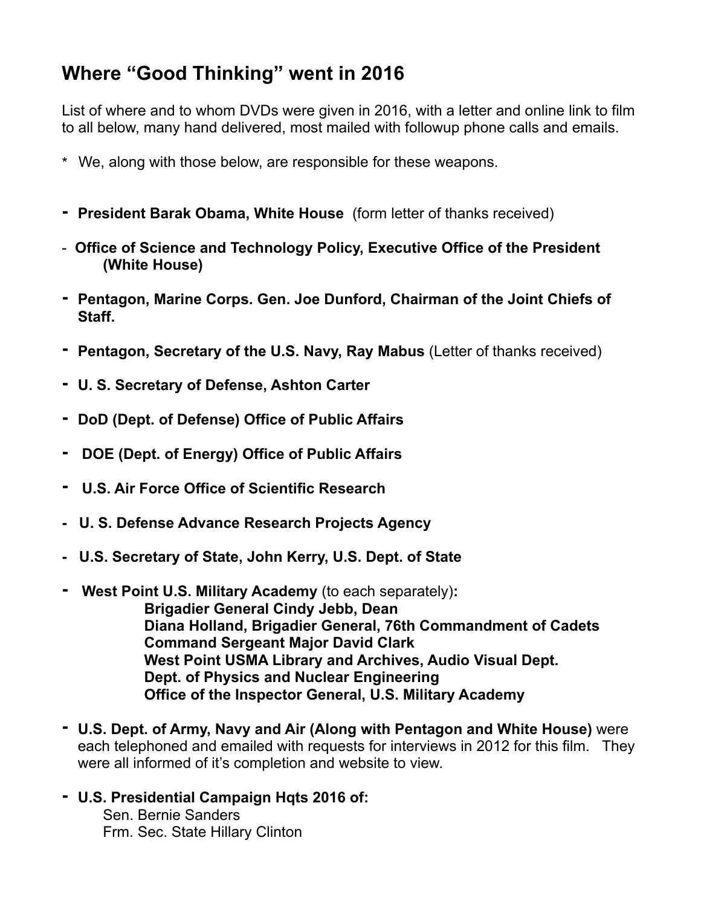## Where "Good Thinking" went in 2016

List of where and to whom DVDs were given in 2016, with a letter and online link to film to all below, many hand delivered, most mailed with followup phone calls and emails.

\* We, along with those below, are responsible for these weapons.

- **President Barak Obama, White House** (form letter of thanks received)
- **Office of Science and Technology Policy, Executive Office of the President (White House)**
- **Pentagon, Marine Corps. Gen. Joe Dunford, Chairman of the Joint Chiefs of Staff.**
- **Pentagon, Secretary of the U.S. Navy, Ray Mabus** (Letter of thanks received)
- **U. S. Secretary of Defense, Ashton Carter**
- **DoD (Dept. of Defense) Office of Public Affairs**
- **DOE (Dept. of Energy) Office of Public Affairs**
- **U.S. Air Force Office of Scientific Research**
- **U. S. Defense Advance Research Projects Agency**
- **U.S. Secretary of State, John Kerry, U.S. Dept. of State**
- **West Point U.S. Military Academy** (to each separately)**:**
  - **Brigadier General Cindy Jebb, Dean**
  - **Diana Holland, Brigadier General, 76th Commandment of Cadets**
  - **Command Sergeant Major David Clark**
  - **West Point USMA Library and Archives, Audio Visual Dept.**
  - **Dept. of Physics and Nuclear Engineering**
  - **Office of the Inspector General, U.S. Military Academy**
- **U.S. Dept. of Army, Navy and Air (Along with Pentagon and White House)** were each telephoned and emailed with requests for interviews in 2012 for this film. They were all informed of it's completion and website to view.
- **U.S. Presidential Campaign Hqts 2016 of:**
  - Sen. Bernie Sanders
  - Frm. Sec. State Hillary Clinton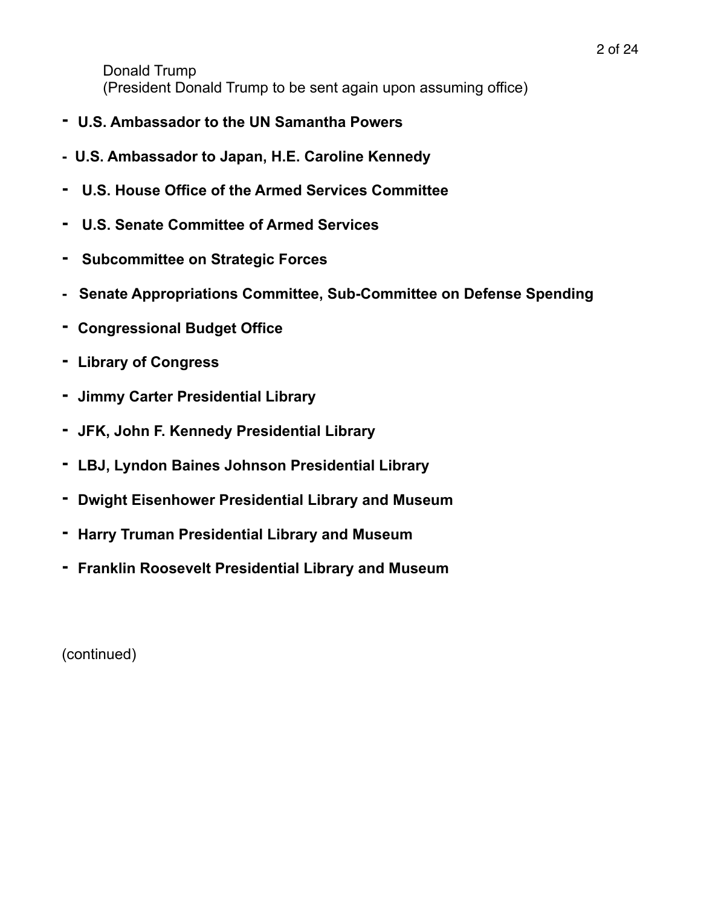Donald Trump
(President Donald Trump to be sent again upon assuming office)

- **U.S. Ambassador to the UN Samantha Powers**
- **U.S. Ambassador to Japan, H.E. Caroline Kennedy**
- **U.S. House Office of the Armed Services Committee**
- **U.S. Senate Committee of Armed Services**
- **Subcommittee on Strategic Forces**
- **Senate Appropriations Committee, Sub-Committee on Defense Spending**
- **Congressional Budget Office**
- **Library of Congress**
- **Jimmy Carter Presidential Library**
- **JFK, John F. Kennedy Presidential Library**
- **LBJ, Lyndon Baines Johnson Presidential Library**
- **Dwight Eisenhower Presidential Library and Museum**
- **Harry Truman Presidential Library and Museum**
- **Franklin Roosevelt Presidential Library and Museum**

(continued)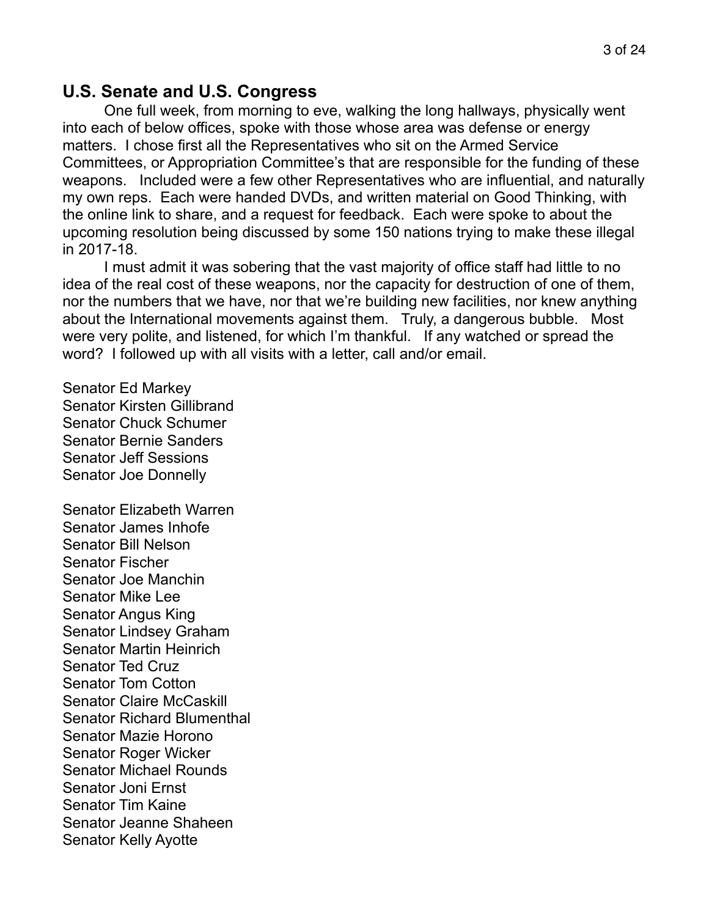## U.S. Senate and U.S. Congress

One full week, from morning to eve, walking the long hallways, physically went into each of below offices, spoke with those whose area was defense or energy matters. I chose first all the Representatives who sit on the Armed Service Committees, or Appropriation Committee's that are responsible for the funding of these weapons. Included were a few other Representatives who are influential, and naturally my own reps. Each were handed DVDs, and written material on Good Thinking, with the online link to share, and a request for feedback. Each were spoke to about the upcoming resolution being discussed by some 150 nations trying to make these illegal in 2017-18.

I must admit it was sobering that the vast majority of office staff had little to no idea of the real cost of these weapons, nor the capacity for destruction of one of them, nor the numbers that we have, nor that we're building new facilities, nor knew anything about the International movements against them. Truly, a dangerous bubble. Most were very polite, and listened, for which I'm thankful. If any watched or spread the word? I followed up with all visits with a letter, call and/or email.

Senator Ed Markey
Senator Kirsten Gillibrand
Senator Chuck Schumer
Senator Bernie Sanders
Senator Jeff Sessions
Senator Joe Donnelly

Senator Elizabeth Warren
Senator James Inhofe
Senator Bill Nelson
Senator Fischer
Senator Joe Manchin
Senator Mike Lee
Senator Angus King
Senator Lindsey Graham
Senator Martin Heinrich
Senator Ted Cruz
Senator Tom Cotton
Senator Claire McCaskill
Senator Richard Blumenthal
Senator Mazie Horono
Senator Roger Wicker
Senator Michael Rounds
Senator Joni Ernst
Senator Tim Kaine
Senator Jeanne Shaheen
Senator Kelly Ayotte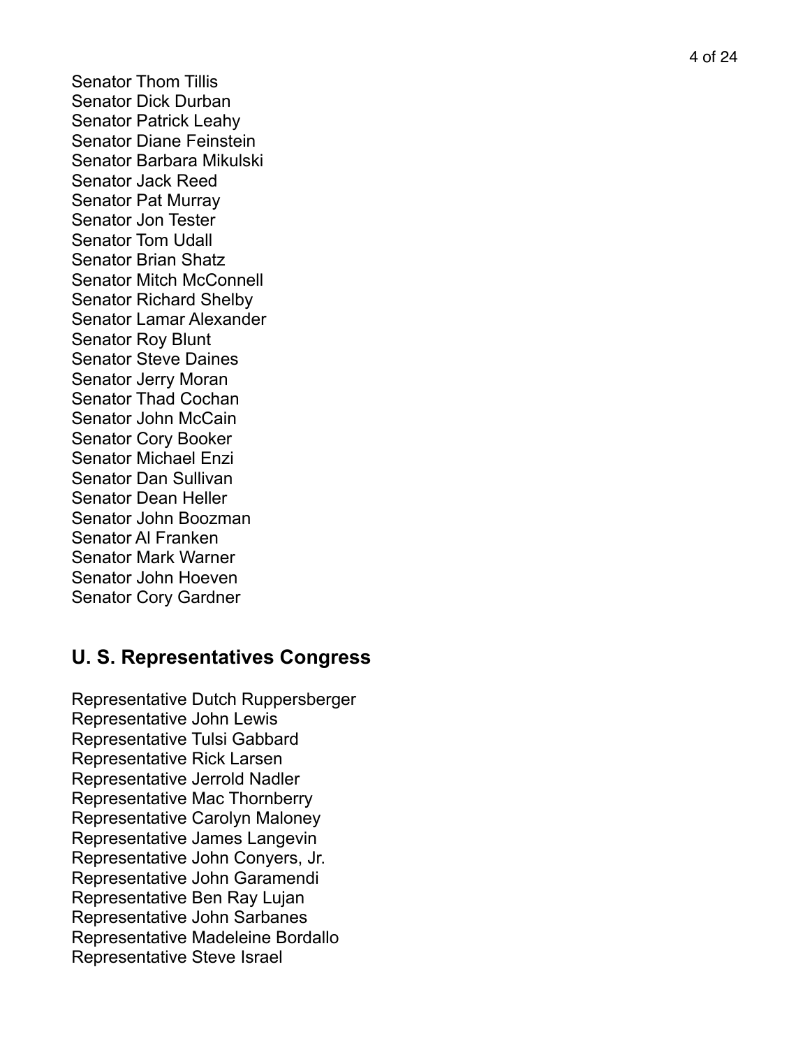Senator Thom Tillis
Senator Dick Durban
Senator Patrick Leahy
Senator Diane Feinstein
Senator Barbara Mikulski
Senator Jack Reed
Senator Pat Murray
Senator Jon Tester
Senator Tom Udall
Senator Brian Shatz
Senator Mitch McConnell
Senator Richard Shelby
Senator Lamar Alexander
Senator Roy Blunt
Senator Steve Daines
Senator Jerry Moran
Senator Thad Cochan
Senator John McCain
Senator Cory Booker
Senator Michael Enzi
Senator Dan Sullivan
Senator Dean Heller
Senator John Boozman
Senator Al Franken
Senator Mark Warner
Senator John Hoeven
Senator Cory Gardner

## U. S. Representatives Congress

Representative Dutch Ruppersberger
Representative John Lewis
Representative Tulsi Gabbard
Representative Rick Larsen
Representative Jerrold Nadler
Representative Mac Thornberry
Representative Carolyn Maloney
Representative James Langevin
Representative John Conyers, Jr.
Representative John Garamendi
Representative Ben Ray Lujan
Representative John Sarbanes
Representative Madeleine Bordallo
Representative Steve Israel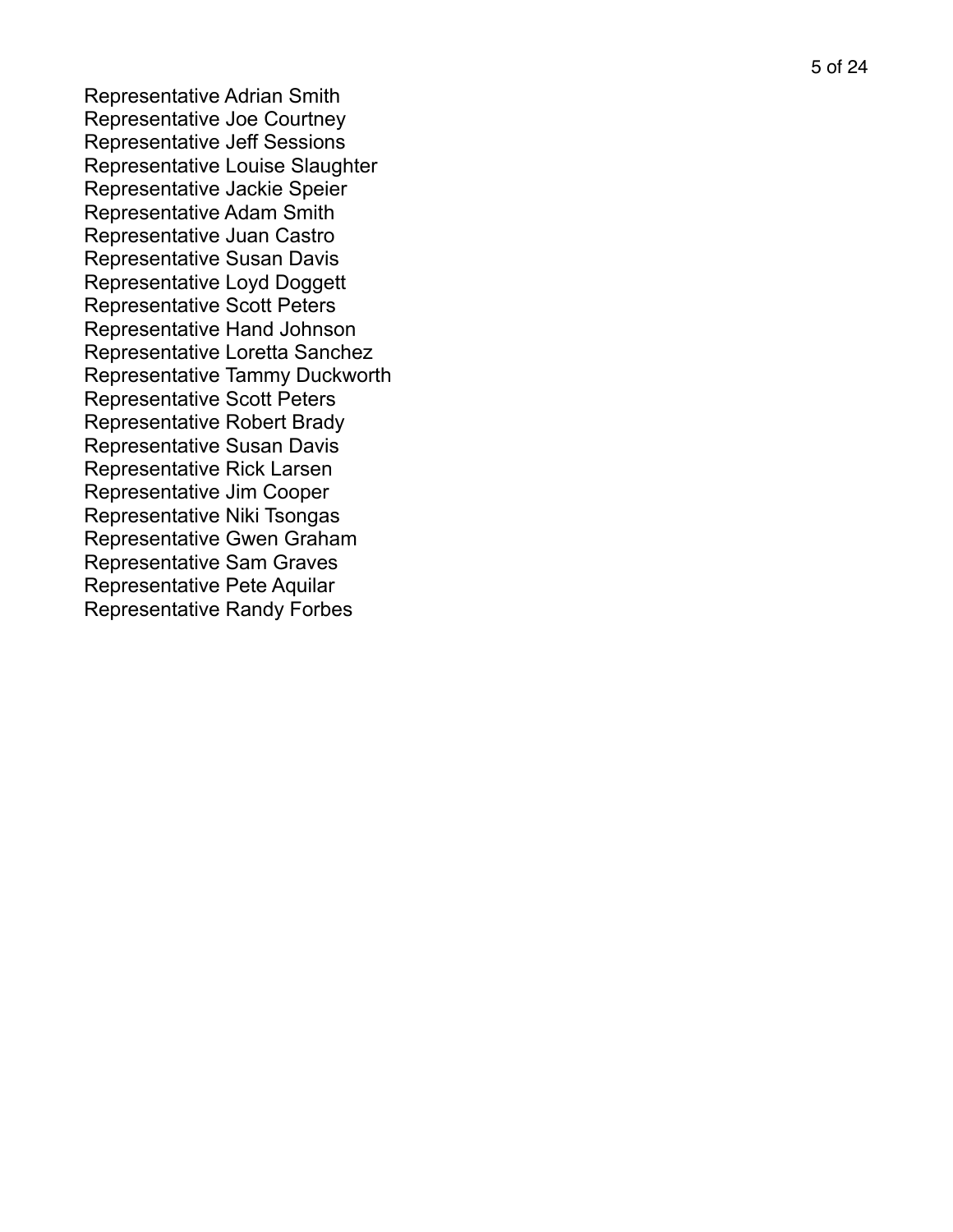Representative Adrian Smith
Representative Joe Courtney
Representative Jeff Sessions
Representative Louise Slaughter
Representative Jackie Speier
Representative Adam Smith
Representative Juan Castro
Representative Susan Davis
Representative Loyd Doggett
Representative Scott Peters
Representative Hand Johnson
Representative Loretta Sanchez
Representative Tammy Duckworth
Representative Scott Peters
Representative Robert Brady
Representative Susan Davis
Representative Rick Larsen
Representative Jim Cooper
Representative Niki Tsongas
Representative Gwen Graham
Representative Sam Graves
Representative Pete Aquilar
Representative Randy Forbes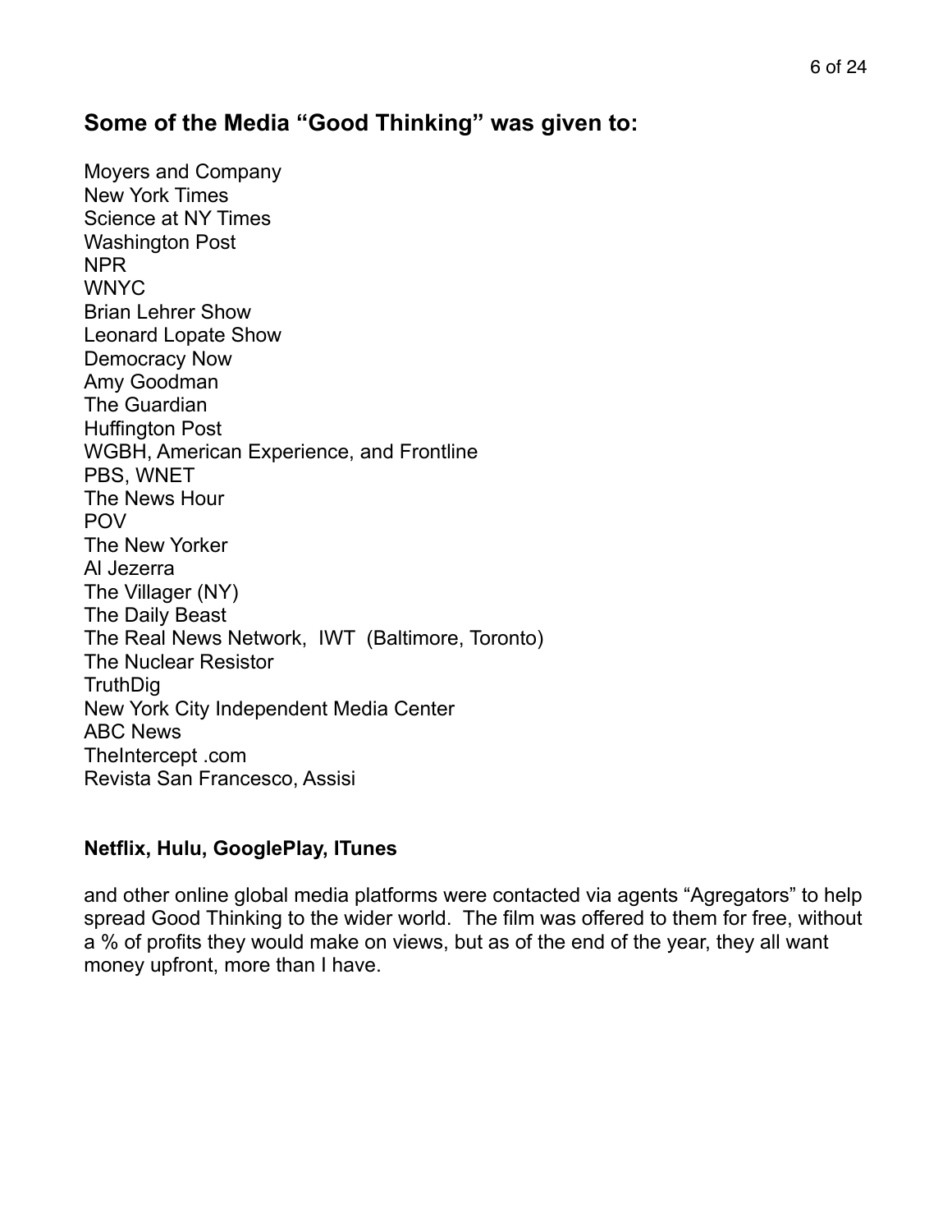## Some of the Media "Good Thinking" was given to:

Moyers and Company  
New York Times  
Science at NY Times  
Washington Post  
NPR  
WNYC  
Brian Lehrer Show  
Leonard Lopate Show  
Democracy Now  
Amy Goodman  
The Guardian  
Huffington Post  
WGBH, American Experience, and Frontline  
PBS, WNET  
The News Hour  
POV  
The New Yorker  
Al Jezerra  
The Villager (NY)  
The Daily Beast  
The Real News Network,  IWT  (Baltimore, Toronto)  
The Nuclear Resistor  
TruthDig  
New York City Independent Media Center  
ABC News  
TheIntercept .com  
Revista San Francesco, Assisi

**Netflix, Hulu, GooglePlay, ITunes**

and other online global media platforms were contacted via agents "Agregators" to help spread Good Thinking to the wider world.  The film was offered to them for free, without a % of profits they would make on views, but as of the end of the year, they all want money upfront, more than I have.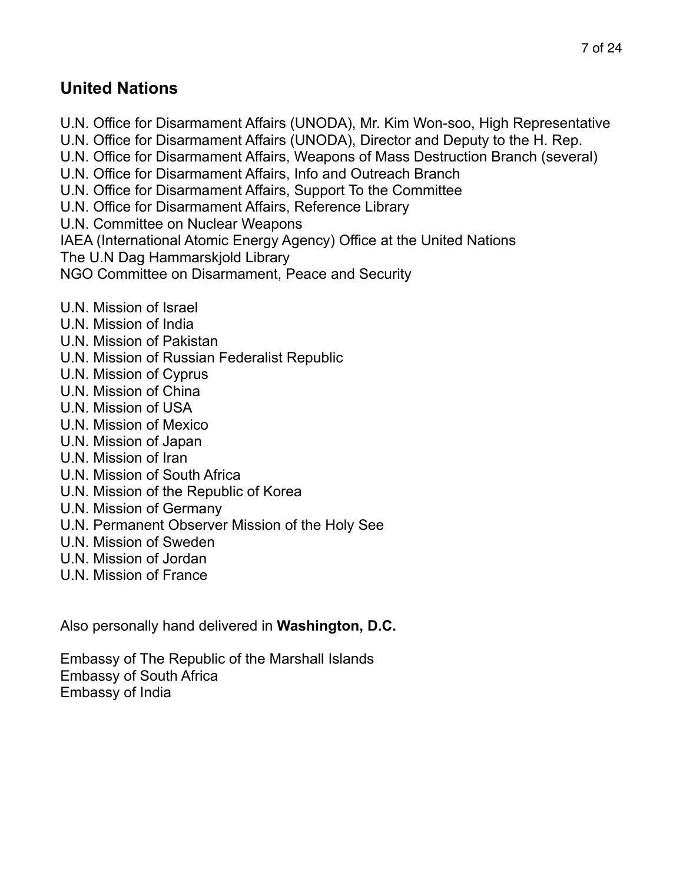## United Nations

U.N. Office for Disarmament Affairs (UNODA), Mr. Kim Won-soo, High Representative
U.N. Office for Disarmament Affairs (UNODA), Director and Deputy to the H. Rep.
U.N. Office for Disarmament Affairs, Weapons of Mass Destruction Branch (several)
U.N. Office for Disarmament Affairs, Info and Outreach Branch
U.N. Office for Disarmament Affairs, Support To the Committee
U.N. Office for Disarmament Affairs, Reference Library
U.N. Committee on Nuclear Weapons
IAEA (International Atomic Energy Agency) Office at the United Nations
The U.N Dag Hammarskjold Library
NGO Committee on Disarmament, Peace and Security

U.N. Mission of Israel
U.N. Mission of India
U.N. Mission of Pakistan
U.N. Mission of Russian Federalist Republic
U.N. Mission of Cyprus
U.N. Mission of China
U.N. Mission of USA
U.N. Mission of Mexico
U.N. Mission of Japan
U.N. Mission of Iran
U.N. Mission of South Africa
U.N. Mission of the Republic of Korea
U.N. Mission of Germany
U.N. Permanent Observer Mission of the Holy See
U.N. Mission of Sweden
U.N. Mission of Jordan
U.N. Mission of France

Also personally hand delivered in **Washington, D.C.**

Embassy of The Republic of the Marshall Islands
Embassy of South Africa
Embassy of India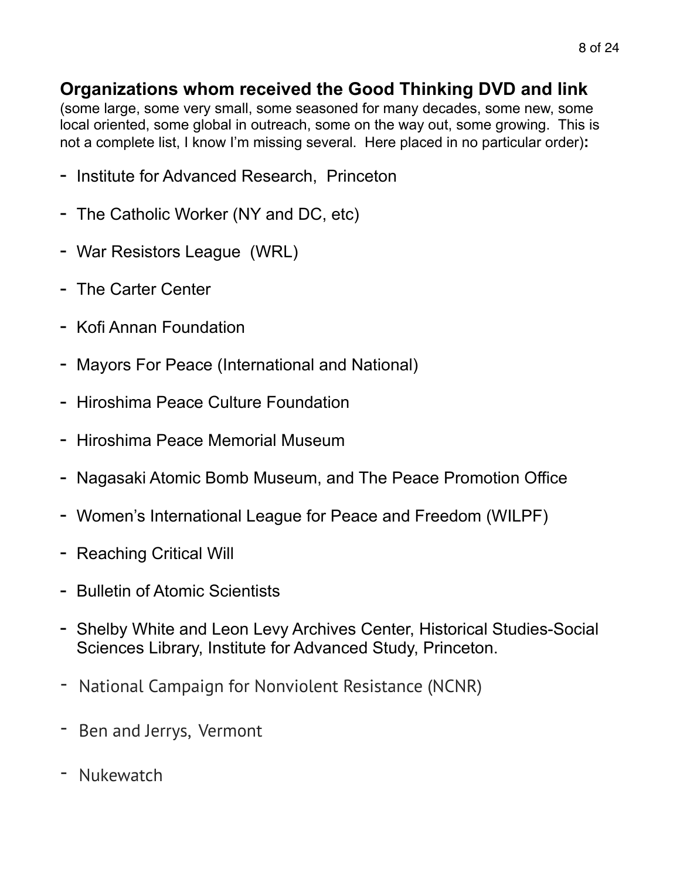**Organizations whom received the Good Thinking DVD and link**
(some large, some very small, some seasoned for many decades, some new, some local oriented, some global in outreach, some on the way out, some growing. This is not a complete list, I know I'm missing several. Here placed in no particular order)**:**

- Institute for Advanced Research, Princeton
- The Catholic Worker (NY and DC, etc)
- War Resistors League (WRL)
- The Carter Center
- Kofi Annan Foundation
- Mayors For Peace (International and National)
- Hiroshima Peace Culture Foundation
- Hiroshima Peace Memorial Museum
- Nagasaki Atomic Bomb Museum, and The Peace Promotion Office
- Women's International League for Peace and Freedom (WILPF)
- Reaching Critical Will
- Bulletin of Atomic Scientists
- Shelby White and Leon Levy Archives Center, Historical Studies-Social Sciences Library, Institute for Advanced Study, Princeton.
- National Campaign for Nonviolent Resistance (NCNR)
- Ben and Jerrys, Vermont
- Nukewatch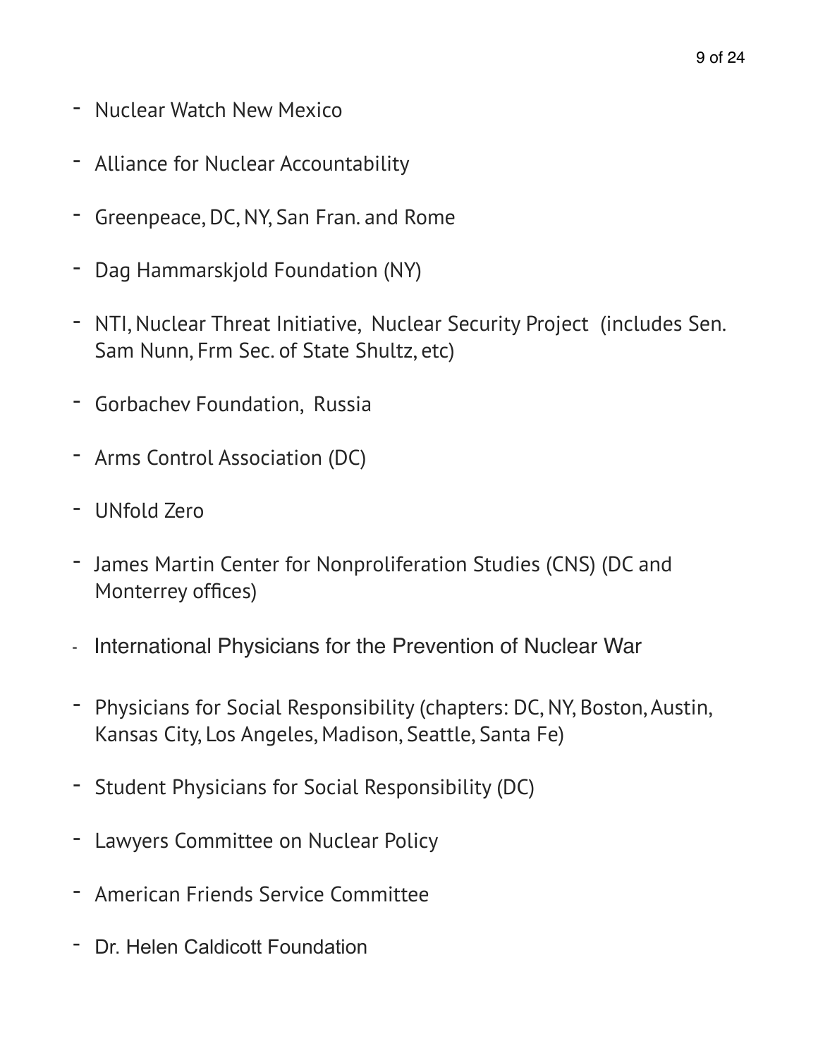- Nuclear Watch New Mexico
- Alliance for Nuclear Accountability
- Greenpeace, DC, NY, San Fran. and Rome
- Dag Hammarskjold Foundation (NY)
- NTI, Nuclear Threat Initiative, Nuclear Security Project (includes Sen. Sam Nunn, Frm Sec. of State Shultz, etc)
- Gorbachev Foundation, Russia
- Arms Control Association (DC)
- UNfold Zero
- James Martin Center for Nonproliferation Studies (CNS) (DC and Monterrey offices)
- International Physicians for the Prevention of Nuclear War
- Physicians for Social Responsibility (chapters: DC, NY, Boston, Austin, Kansas City, Los Angeles, Madison, Seattle, Santa Fe)
- Student Physicians for Social Responsibility (DC)
- Lawyers Committee on Nuclear Policy
- American Friends Service Committee
- Dr. Helen Caldicott Foundation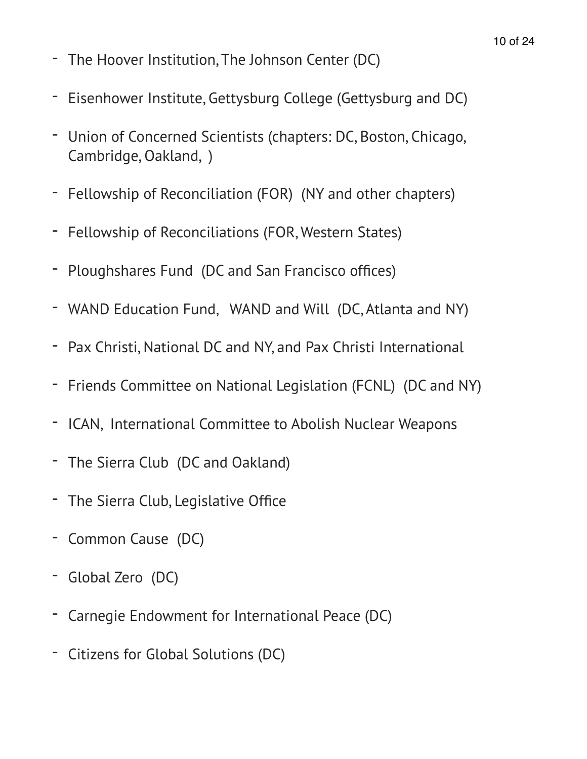- The Hoover Institution, The Johnson Center (DC)
- Eisenhower Institute, Gettysburg College (Gettysburg and DC)
- Union of Concerned Scientists (chapters: DC, Boston, Chicago, Cambridge, Oakland, )
- Fellowship of Reconciliation (FOR) (NY and other chapters)
- Fellowship of Reconciliations (FOR, Western States)
- Ploughshares Fund (DC and San Francisco offices)
- WAND Education Fund, WAND and Will (DC, Atlanta and NY)
- Pax Christi, National DC and NY, and Pax Christi International
- Friends Committee on National Legislation (FCNL) (DC and NY)
- ICAN, International Committee to Abolish Nuclear Weapons
- The Sierra Club (DC and Oakland)
- The Sierra Club, Legislative Office
- Common Cause (DC)
- Global Zero (DC)
- Carnegie Endowment for International Peace (DC)
- Citizens for Global Solutions (DC)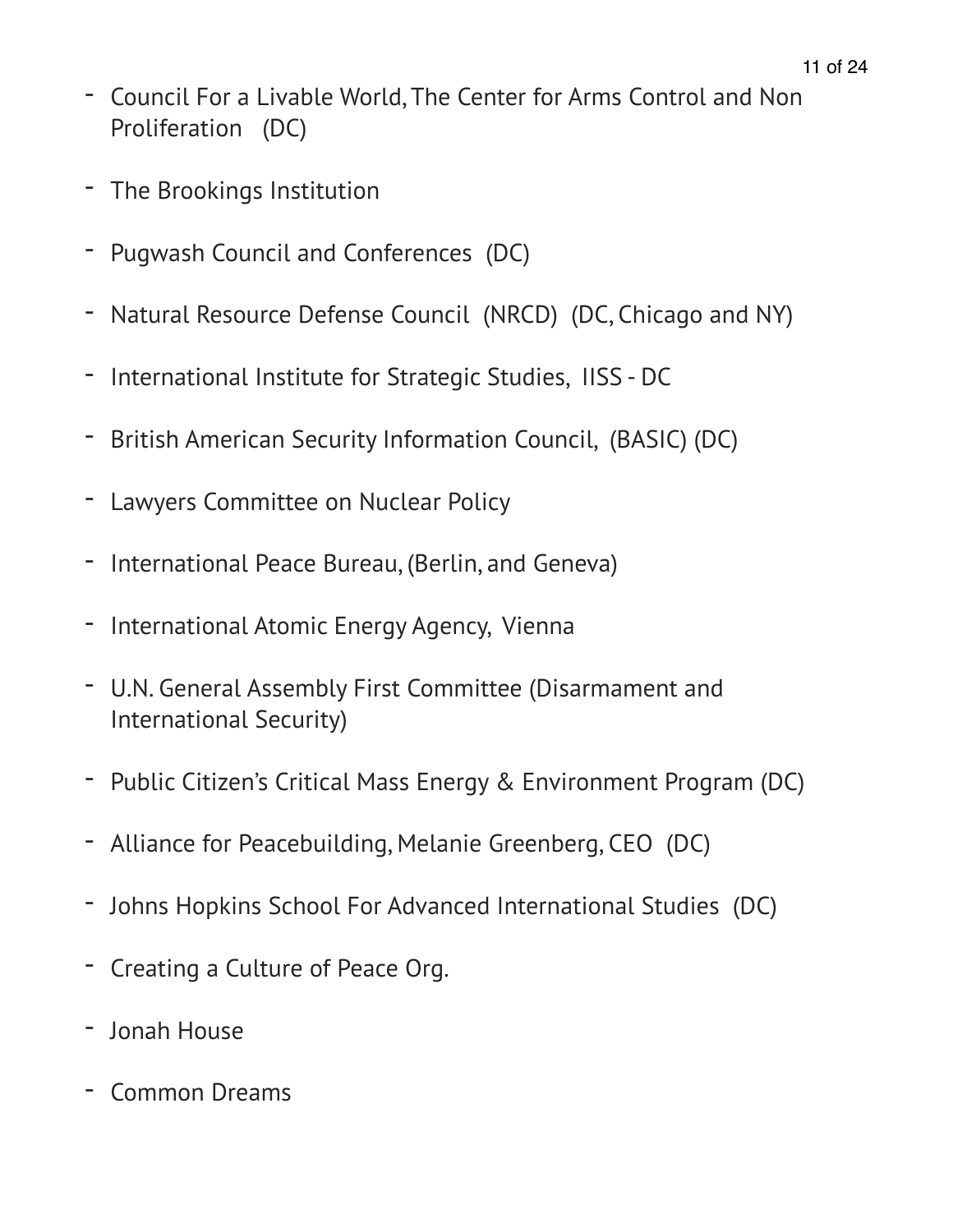- Council For a Livable World, The Center for Arms Control and Non Proliferation (DC)
- The Brookings Institution
- Pugwash Council and Conferences (DC)
- Natural Resource Defense Council (NRCD) (DC, Chicago and NY)
- International Institute for Strategic Studies, IISS - DC
- British American Security Information Council, (BASIC) (DC)
- Lawyers Committee on Nuclear Policy
- International Peace Bureau, (Berlin, and Geneva)
- International Atomic Energy Agency, Vienna
- U.N. General Assembly First Committee (Disarmament and International Security)
- Public Citizen's Critical Mass Energy & Environment Program (DC)
- Alliance for Peacebuilding, Melanie Greenberg, CEO (DC)
- Johns Hopkins School For Advanced International Studies (DC)
- Creating a Culture of Peace Org.
- Jonah House
- Common Dreams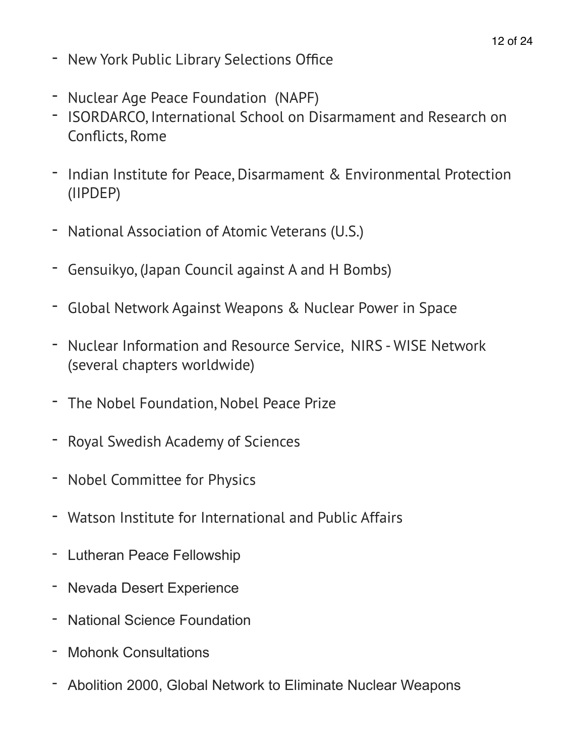- New York Public Library Selections Office
- Nuclear Age Peace Foundation (NAPF)
- ISORDARCO, International School on Disarmament and Research on Conflicts, Rome
- Indian Institute for Peace, Disarmament & Environmental Protection (IIPDEP)
- National Association of Atomic Veterans (U.S.)
- Gensuikyo, (Japan Council against A and H Bombs)
- Global Network Against Weapons & Nuclear Power in Space
- Nuclear Information and Resource Service, NIRS - WISE Network (several chapters worldwide)
- The Nobel Foundation, Nobel Peace Prize
- Royal Swedish Academy of Sciences
- Nobel Committee for Physics
- Watson Institute for International and Public Affairs
- Lutheran Peace Fellowship
- Nevada Desert Experience
- National Science Foundation
- Mohonk Consultations
- Abolition 2000, Global Network to Eliminate Nuclear Weapons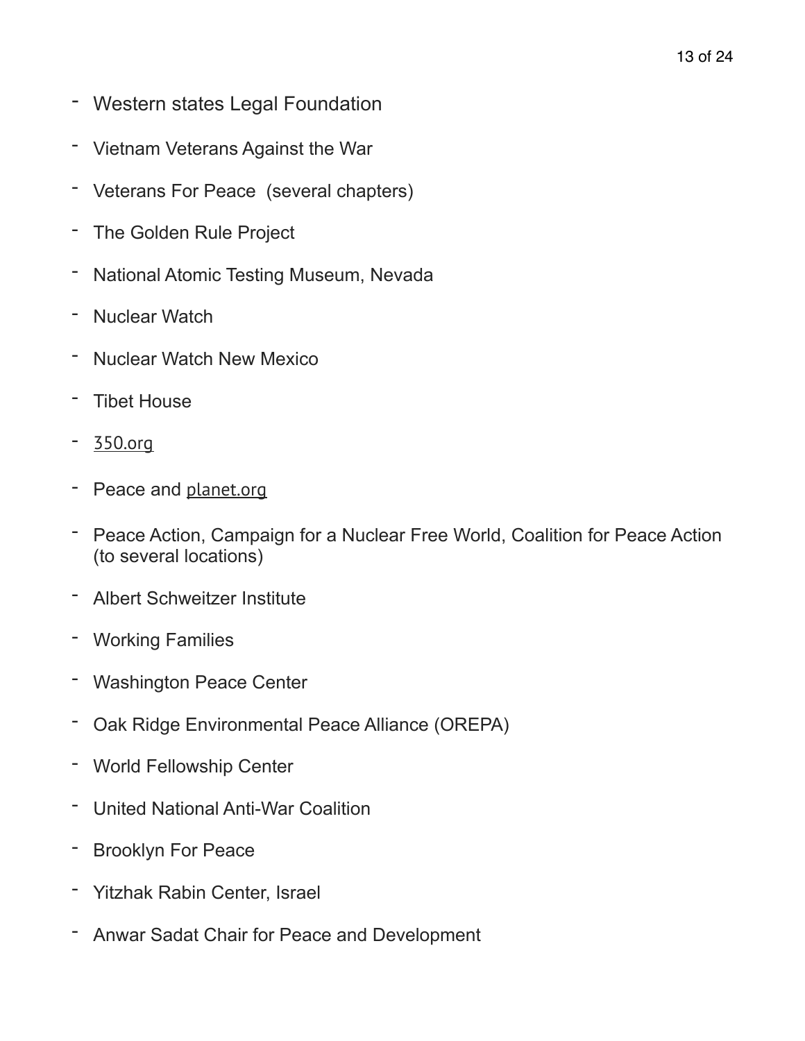- Western states Legal Foundation
- Vietnam Veterans Against the War
- Veterans For Peace (several chapters)
- The Golden Rule Project
- National Atomic Testing Museum, Nevada
- Nuclear Watch
- Nuclear Watch New Mexico
- Tibet House
- 350.org
- Peace and planet.org
- Peace Action, Campaign for a Nuclear Free World, Coalition for Peace Action (to several locations)
- Albert Schweitzer Institute
- Working Families
- Washington Peace Center
- Oak Ridge Environmental Peace Alliance (OREPA)
- World Fellowship Center
- United National Anti-War Coalition
- Brooklyn For Peace
- Yitzhak Rabin Center, Israel
- Anwar Sadat Chair for Peace and Development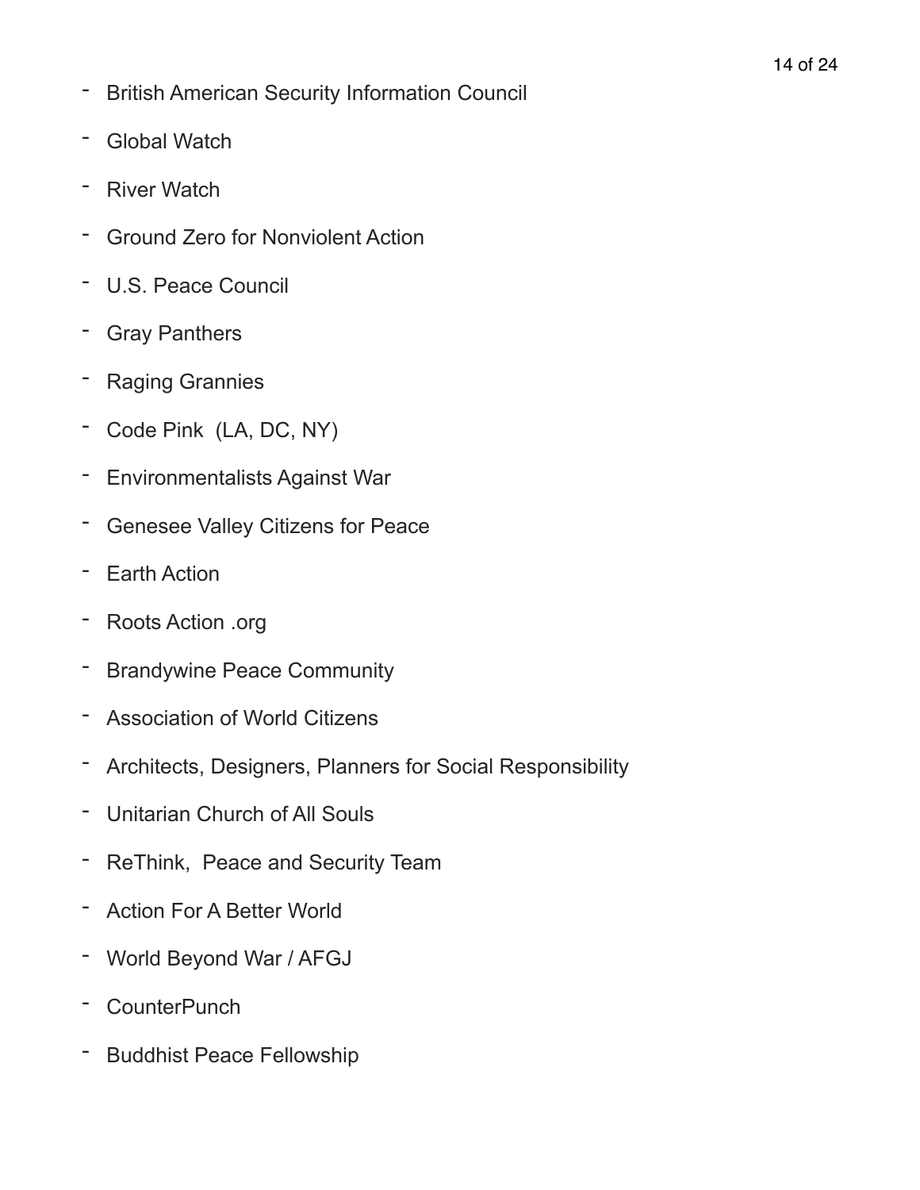- British American Security Information Council
- Global Watch
- River Watch
- Ground Zero for Nonviolent Action
- U.S. Peace Council
- Gray Panthers
- Raging Grannies
- Code Pink  (LA, DC, NY)
- Environmentalists Against War
- Genesee Valley Citizens for Peace
- Earth Action
- Roots Action .org
- Brandywine Peace Community
- Association of World Citizens
- Architects, Designers, Planners for Social Responsibility
- Unitarian Church of All Souls
- ReThink,  Peace and Security Team
- Action For A Better World
- World Beyond War / AFGJ
- CounterPunch
- Buddhist Peace Fellowship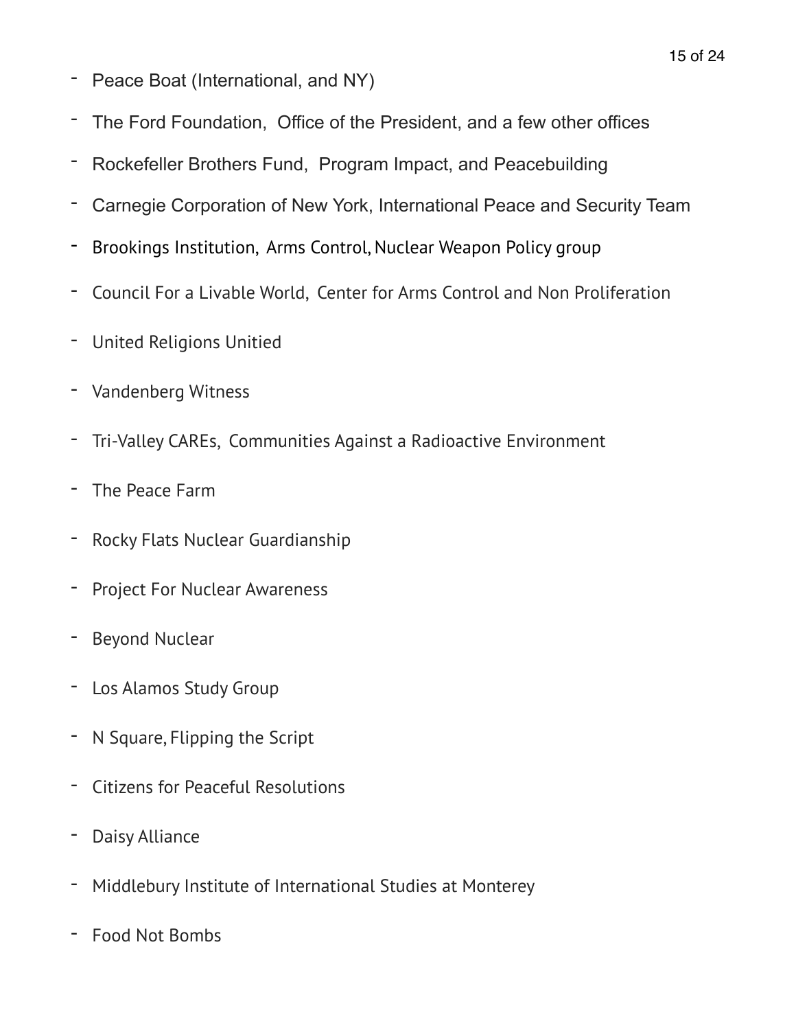- Peace Boat (International, and NY)
- The Ford Foundation, Office of the President, and a few other offices
- Rockefeller Brothers Fund, Program Impact, and Peacebuilding
- Carnegie Corporation of New York, International Peace and Security Team
- Brookings Institution, Arms Control, Nuclear Weapon Policy group
- Council For a Livable World, Center for Arms Control and Non Proliferation
- United Religions Unitied
- Vandenberg Witness
- Tri-Valley CAREs, Communities Against a Radioactive Environment
- The Peace Farm
- Rocky Flats Nuclear Guardianship
- Project For Nuclear Awareness
- Beyond Nuclear
- Los Alamos Study Group
- N Square, Flipping the Script
- Citizens for Peaceful Resolutions
- Daisy Alliance
- Middlebury Institute of International Studies at Monterey
- Food Not Bombs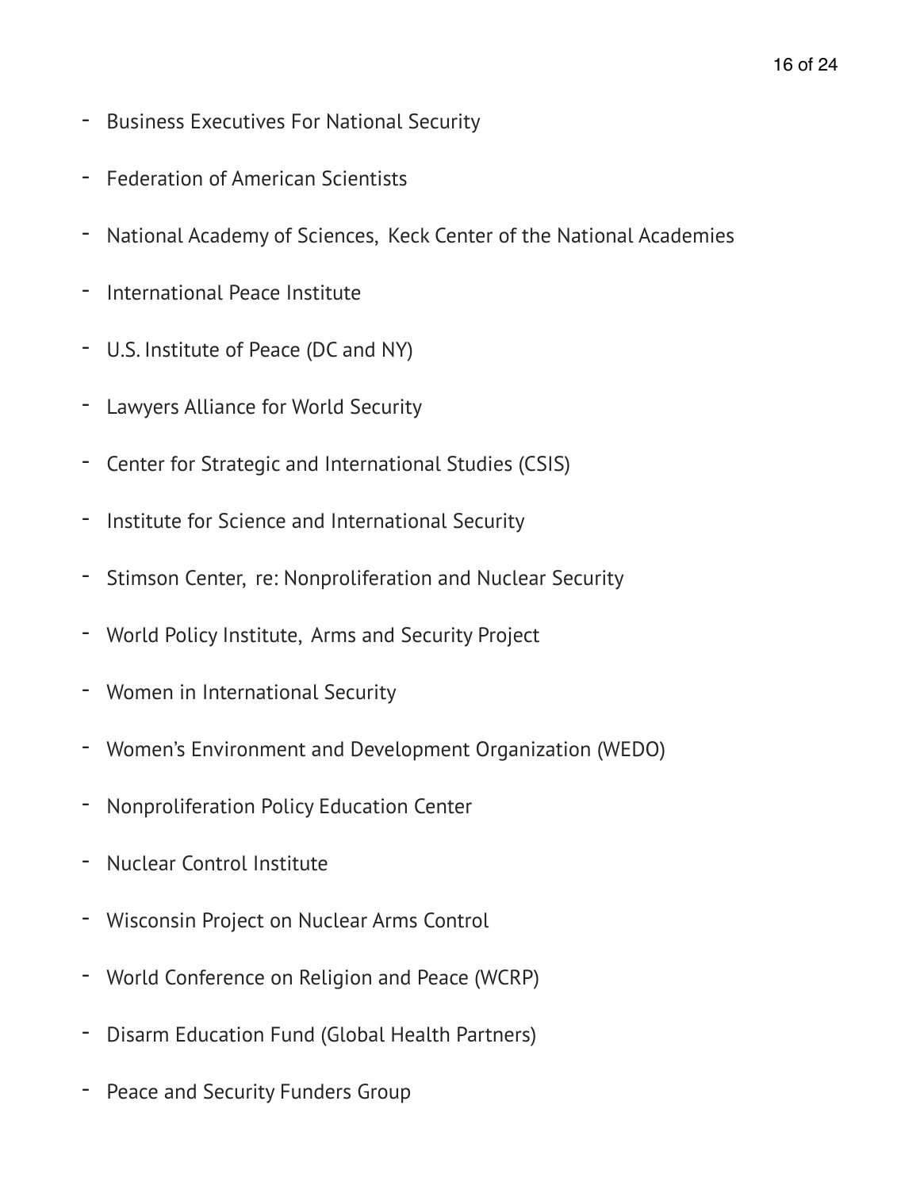- Business Executives For National Security
- Federation of American Scientists
- National Academy of Sciences, Keck Center of the National Academies
- International Peace Institute
- U.S. Institute of Peace (DC and NY)
- Lawyers Alliance for World Security
- Center for Strategic and International Studies (CSIS)
- Institute for Science and International Security
- Stimson Center, re: Nonproliferation and Nuclear Security
- World Policy Institute, Arms and Security Project
- Women in International Security
- Women's Environment and Development Organization (WEDO)
- Nonproliferation Policy Education Center
- Nuclear Control Institute
- Wisconsin Project on Nuclear Arms Control
- World Conference on Religion and Peace (WCRP)
- Disarm Education Fund (Global Health Partners)
- Peace and Security Funders Group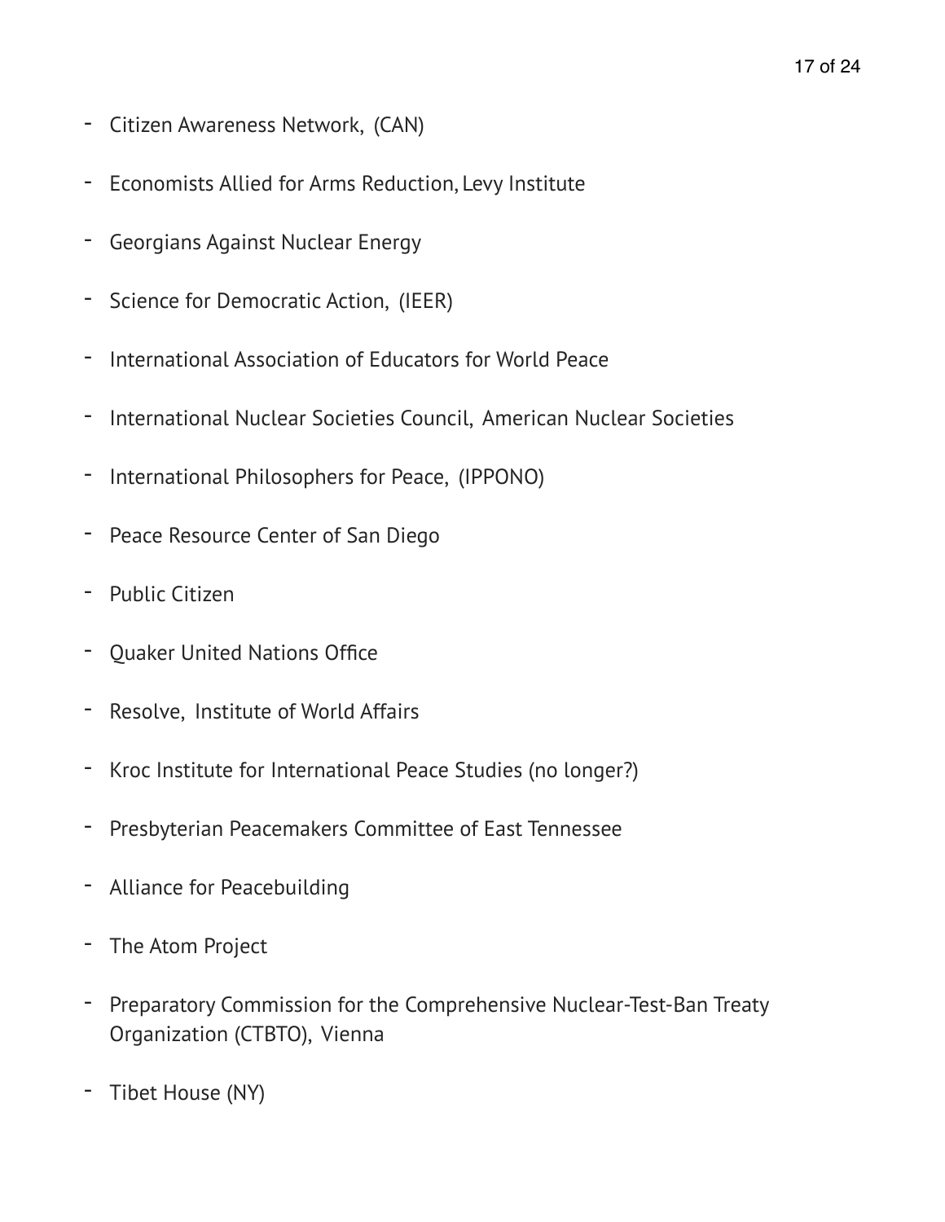- Citizen Awareness Network, (CAN)
- Economists Allied for Arms Reduction, Levy Institute
- Georgians Against Nuclear Energy
- Science for Democratic Action, (IEER)
- International Association of Educators for World Peace
- International Nuclear Societies Council, American Nuclear Societies
- International Philosophers for Peace, (IPPONO)
- Peace Resource Center of San Diego
- Public Citizen
- Quaker United Nations Office
- Resolve, Institute of World Affairs
- Kroc Institute for International Peace Studies (no longer?)
- Presbyterian Peacemakers Committee of East Tennessee
- Alliance for Peacebuilding
- The Atom Project
- Preparatory Commission for the Comprehensive Nuclear-Test-Ban Treaty Organization (CTBTO), Vienna
- Tibet House (NY)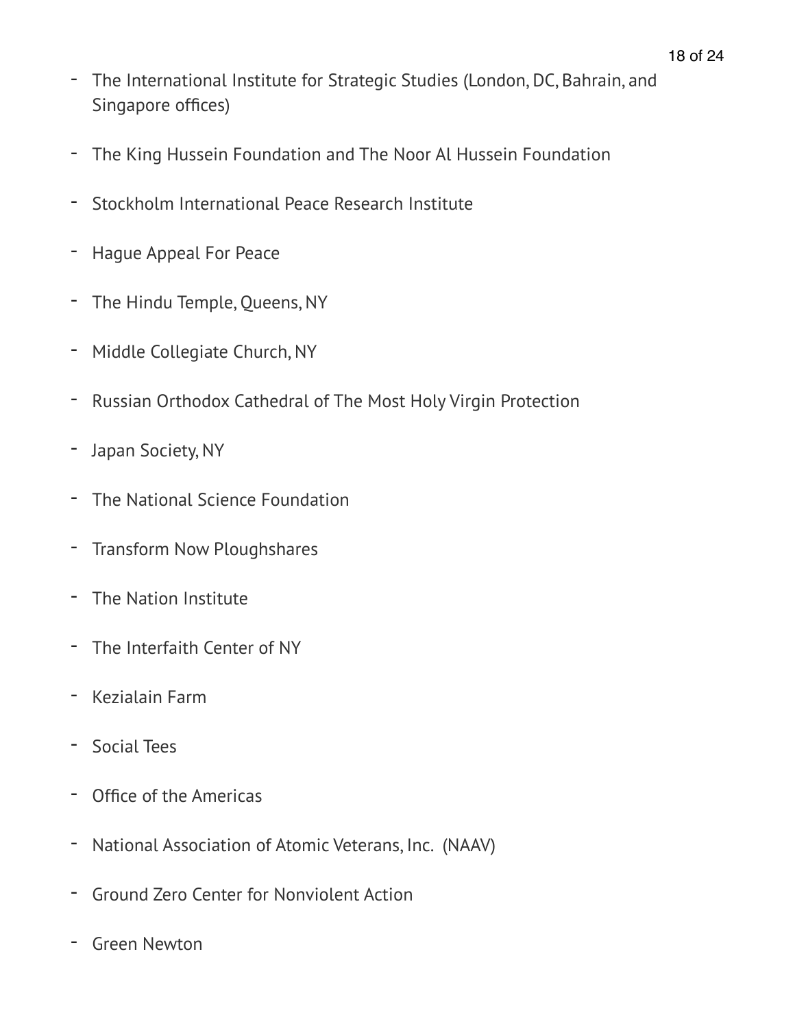- The International Institute for Strategic Studies (London, DC, Bahrain, and Singapore offices)

- The King Hussein Foundation and The Noor Al Hussein Foundation

- Stockholm International Peace Research Institute

- Hague Appeal For Peace

- The Hindu Temple, Queens, NY

- Middle Collegiate Church, NY

- Russian Orthodox Cathedral of The Most Holy Virgin Protection

- Japan Society, NY

- The National Science Foundation

- Transform Now Ploughshares

- The Nation Institute

- The Interfaith Center of NY

- Kezialain Farm

- Social Tees

- Office of the Americas

- National Association of Atomic Veterans, Inc. (NAAV)

- Ground Zero Center for Nonviolent Action

- Green Newton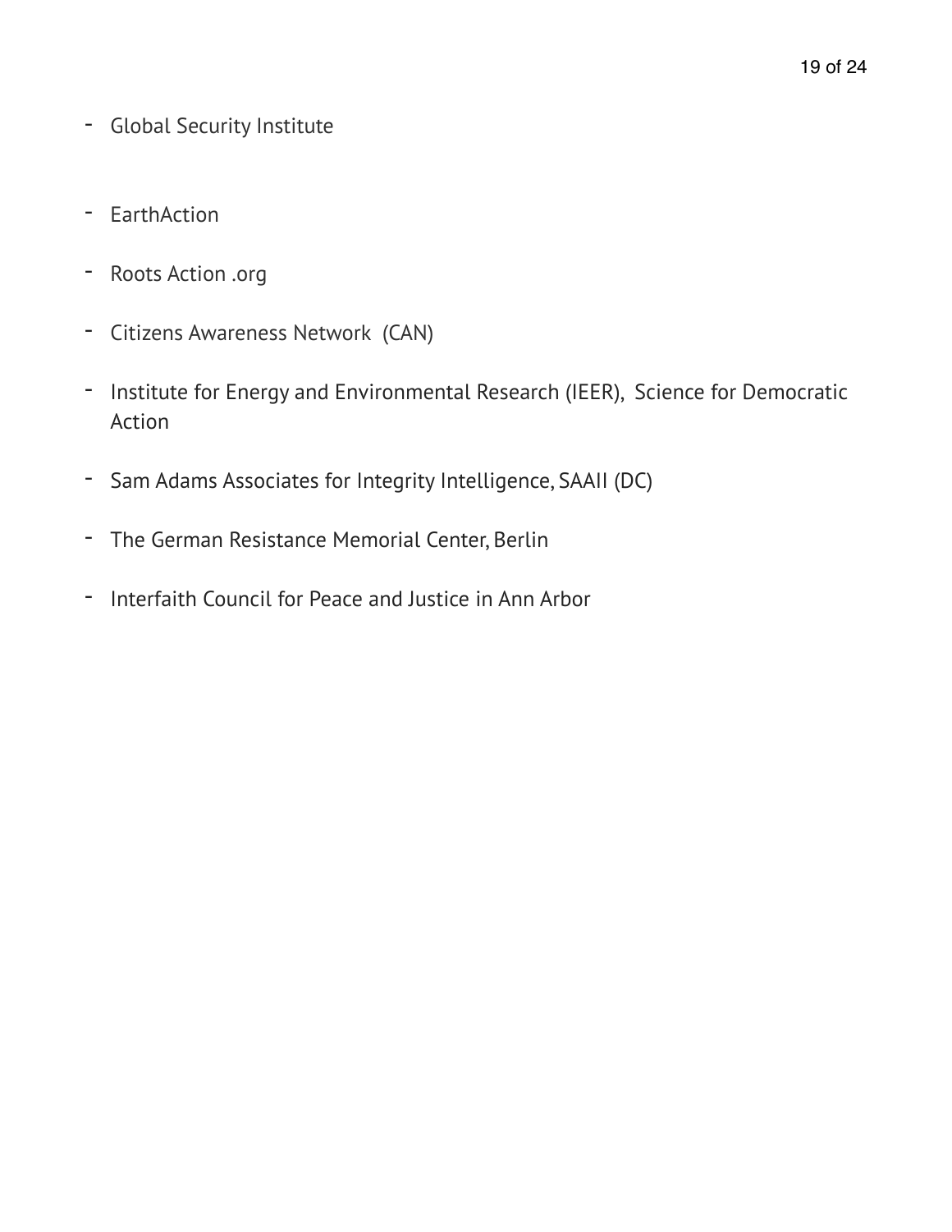- Global Security Institute

- EarthAction

- Roots Action .org

- Citizens Awareness Network  (CAN)

- Institute for Energy and Environmental Research (IEER),  Science for Democratic Action

- Sam Adams Associates for Integrity Intelligence, SAAII (DC)

- The German Resistance Memorial Center, Berlin

- Interfaith Council for Peace and Justice in Ann Arbor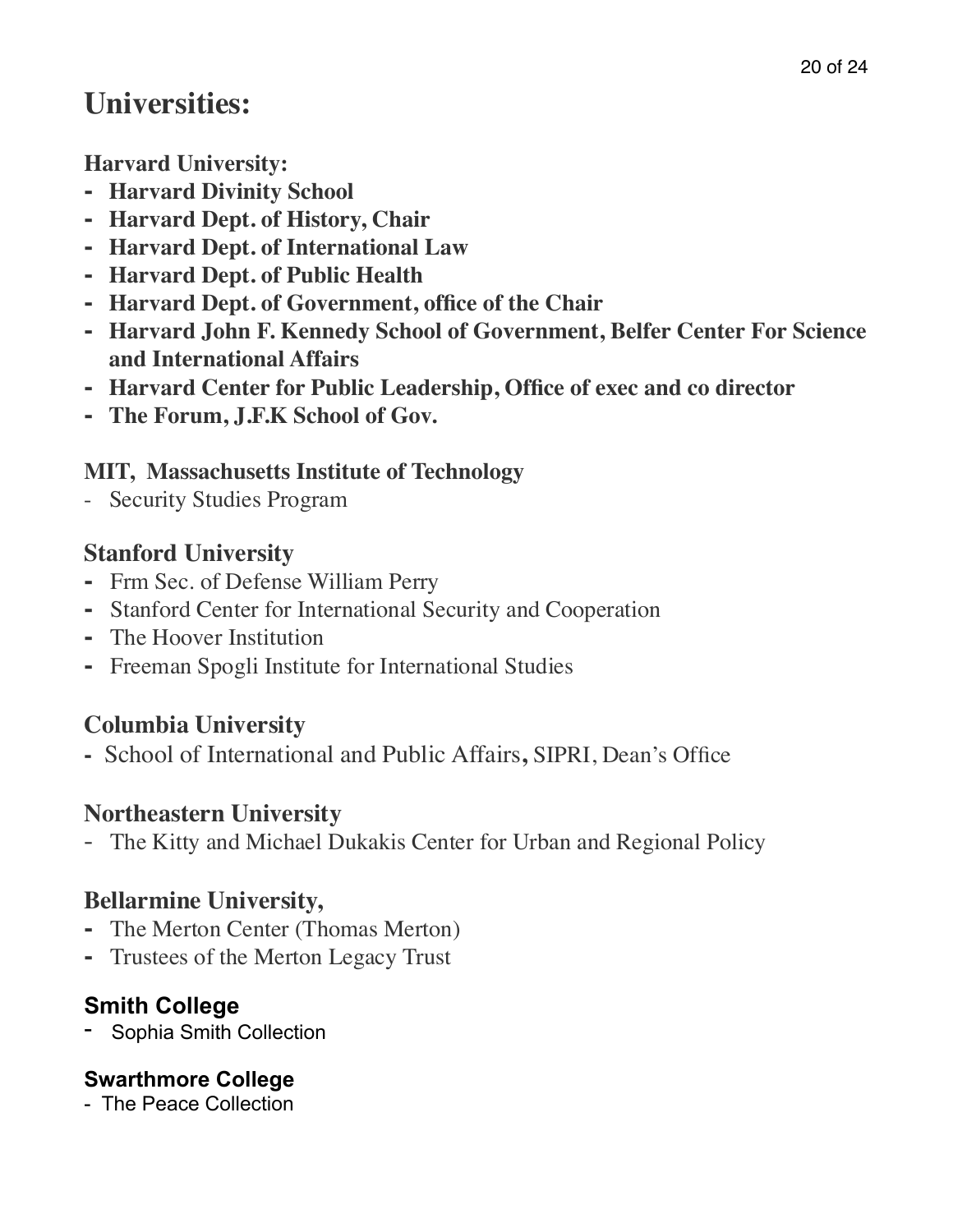# Universities:

**Harvard University:**

- **Harvard Divinity School**
- **Harvard Dept. of History, Chair**
- **Harvard Dept. of International Law**
- **Harvard Dept. of Public Health**
- **Harvard Dept. of Government, office of the Chair**
- **Harvard John F. Kennedy School of Government, Belfer Center For Science and International Affairs**
- **Harvard Center for Public Leadership, Office of exec and co director**
- **The Forum, J.F.K School of Gov.**

**MIT, Massachusetts Institute of Technology**

- Security Studies Program

## Stanford University

- Frm Sec. of Defense William Perry
- Stanford Center for International Security and Cooperation
- The Hoover Institution
- Freeman Spogli Institute for International Studies

## Columbia University

- School of International and Public Affairs, SIPRI, Dean's Office

## Northeastern University

- The Kitty and Michael Dukakis Center for Urban and Regional Policy

## Bellarmine University,

- The Merton Center (Thomas Merton)
- Trustees of the Merton Legacy Trust

## Smith College

- Sophia Smith Collection

## Swarthmore College

- The Peace Collection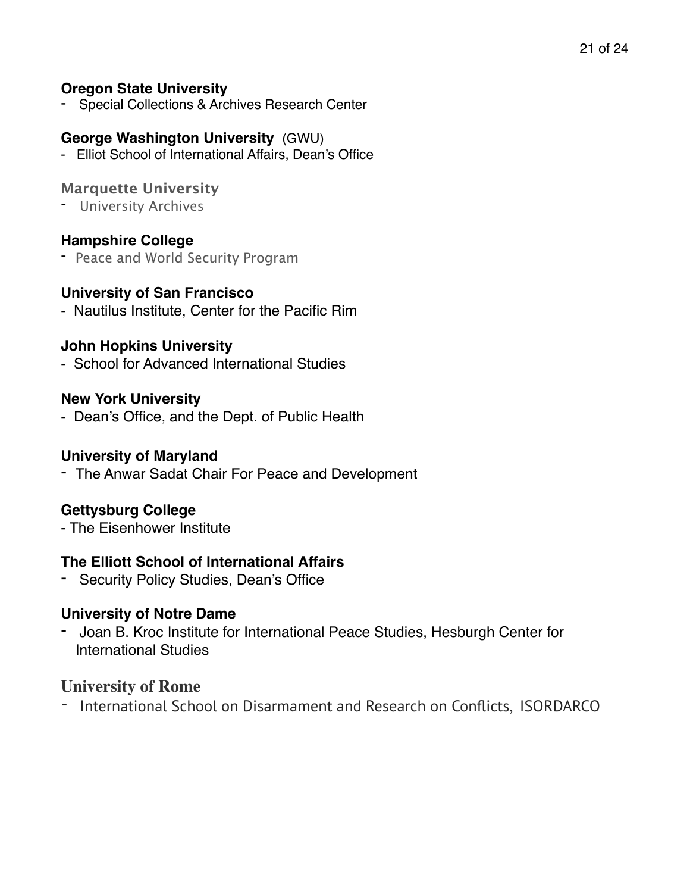**Oregon State University**

- Special Collections & Archives Research Center

**George Washington University** (GWU)

- Elliot School of International Affairs, Dean's Office

**Marquette University**

- University Archives

**Hampshire College**

- Peace and World Security Program

**University of San Francisco**

- Nautilus Institute, Center for the Pacific Rim

**John Hopkins University**

- School for Advanced International Studies

**New York University**

- Dean's Office, and the Dept. of Public Health

**University of Maryland**

- The Anwar Sadat Chair For Peace and Development

**Gettysburg College**

- The Eisenhower Institute

**The Elliott School of International Affairs**

- Security Policy Studies, Dean's Office

**University of Notre Dame**

- Joan B. Kroc Institute for International Peace Studies, Hesburgh Center for International Studies

**University of Rome**

- International School on Disarmament and Research on Conflicts, ISORDARCO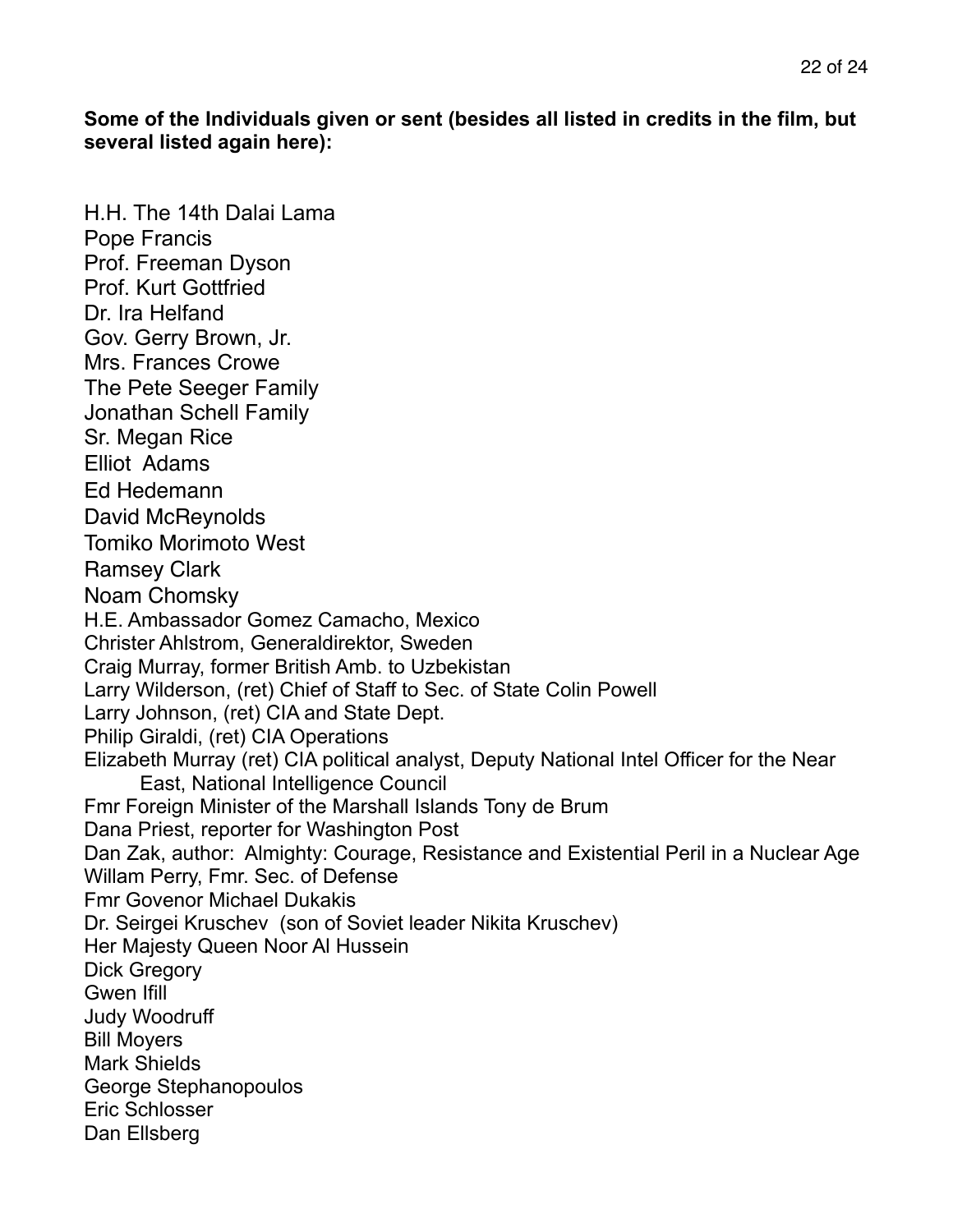**Some of the Individuals given or sent (besides all listed in credits in the film, but several listed again here):**

H.H. The 14th Dalai Lama
Pope Francis
Prof. Freeman Dyson
Prof. Kurt Gottfried
Dr. Ira Helfand
Gov. Gerry Brown, Jr.
Mrs. Frances Crowe
The Pete Seeger Family
Jonathan Schell Family
Sr. Megan Rice
Elliot Adams
Ed Hedemann
David McReynolds
Tomiko Morimoto West
Ramsey Clark
Noam Chomsky
H.E. Ambassador Gomez Camacho, Mexico
Christer Ahlstrom, Generaldirektor, Sweden
Craig Murray, former British Amb. to Uzbekistan
Larry Wilderson, (ret) Chief of Staff to Sec. of State Colin Powell
Larry Johnson, (ret) CIA and State Dept.
Philip Giraldi, (ret) CIA Operations
Elizabeth Murray (ret) CIA political analyst, Deputy National Intel Officer for the Near East, National Intelligence Council
Fmr Foreign Minister of the Marshall Islands Tony de Brum
Dana Priest, reporter for Washington Post
Dan Zak, author: Almighty: Courage, Resistance and Existential Peril in a Nuclear Age
Willam Perry, Fmr. Sec. of Defense
Fmr Govenor Michael Dukakis
Dr. Seirgei Kruschev (son of Soviet leader Nikita Kruschev)
Her Majesty Queen Noor Al Hussein
Dick Gregory
Gwen Ifill
Judy Woodruff
Bill Moyers
Mark Shields
George Stephanopoulos
Eric Schlosser
Dan Ellsberg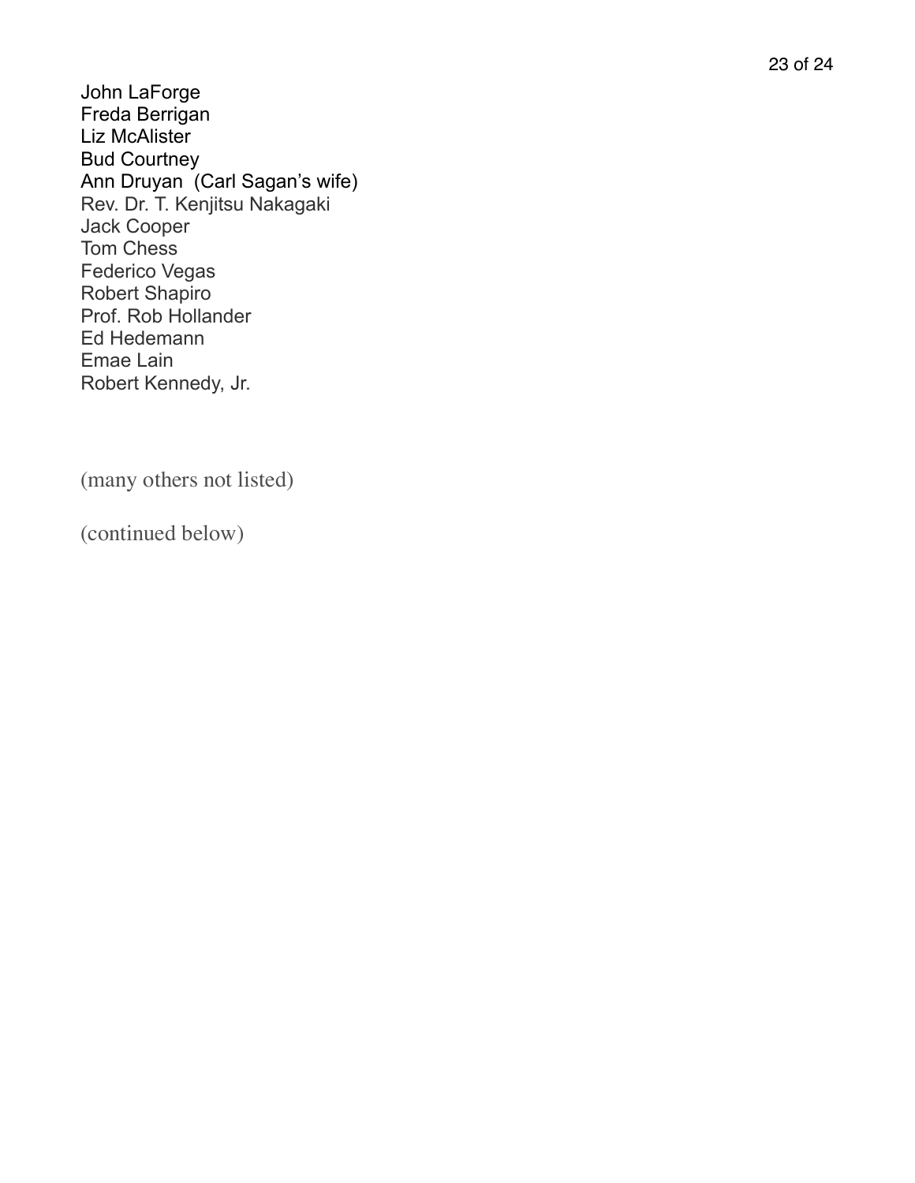John LaForge
Freda Berrigan
Liz McAlister
Bud Courtney
Ann Druyan (Carl Sagan's wife)
Rev. Dr. T. Kenjitsu Nakagaki
Jack Cooper
Tom Chess
Federico Vegas
Robert Shapiro
Prof. Rob Hollander
Ed Hedemann
Emae Lain
Robert Kennedy, Jr.

(many others not listed)

(continued below)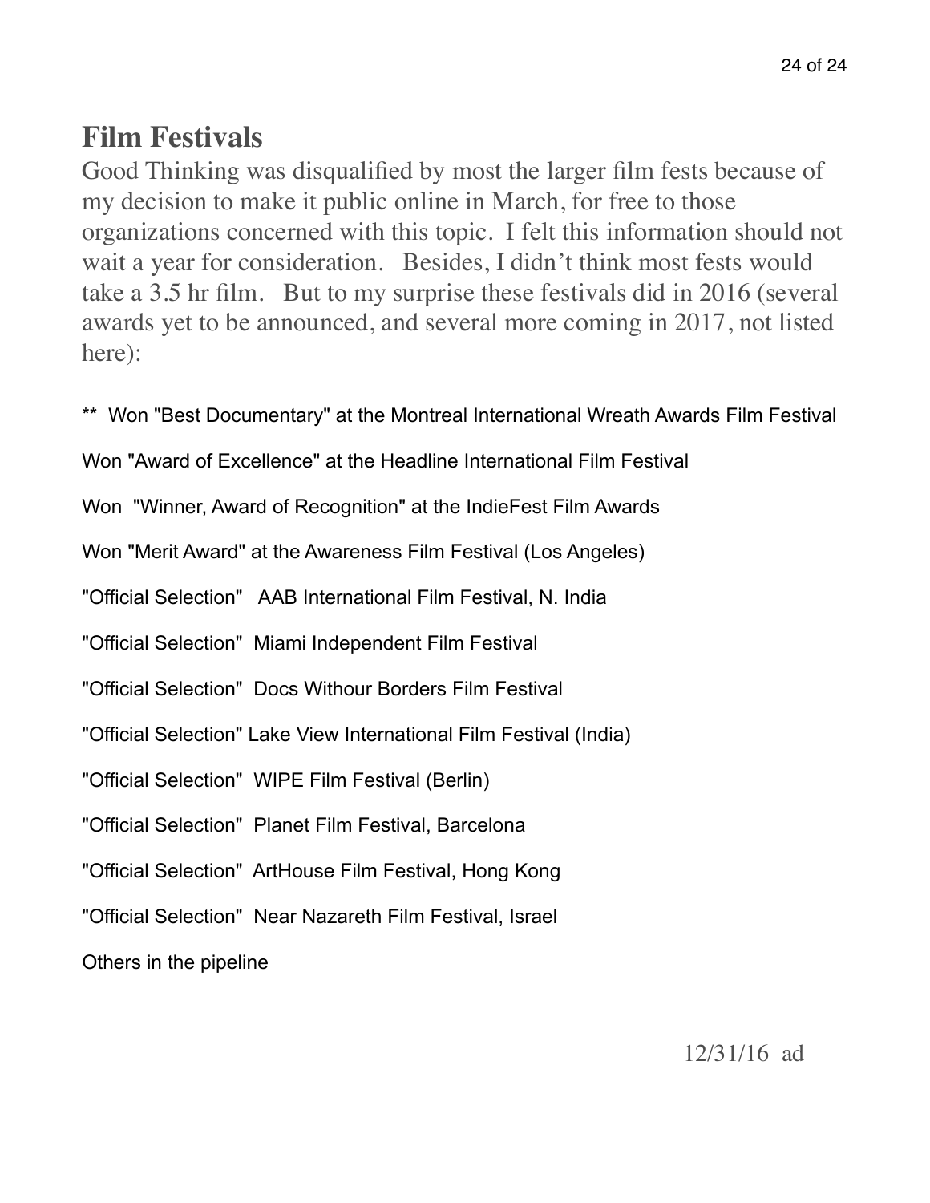## Film Festivals

Good Thinking was disqualified by most the larger film fests because of my decision to make it public online in March, for free to those organizations concerned with this topic. I felt this information should not wait a year for consideration. Besides, I didn't think most fests would take a 3.5 hr film. But to my surprise these festivals did in 2016 (several awards yet to be announced, and several more coming in 2017, not listed here):

** Won "Best Documentary" at the Montreal International Wreath Awards Film Festival

Won "Award of Excellence" at the Headline International Film Festival

Won "Winner, Award of Recognition" at the IndieFest Film Awards

Won "Merit Award" at the Awareness Film Festival (Los Angeles)

"Official Selection" AAB International Film Festival, N. India

"Official Selection" Miami Independent Film Festival

"Official Selection" Docs Withour Borders Film Festival

"Official Selection" Lake View International Film Festival (India)

"Official Selection" WIPE Film Festival (Berlin)

"Official Selection" Planet Film Festival, Barcelona

"Official Selection" ArtHouse Film Festival, Hong Kong

"Official Selection" Near Nazareth Film Festival, Israel

Others in the pipeline

12/31/16 ad